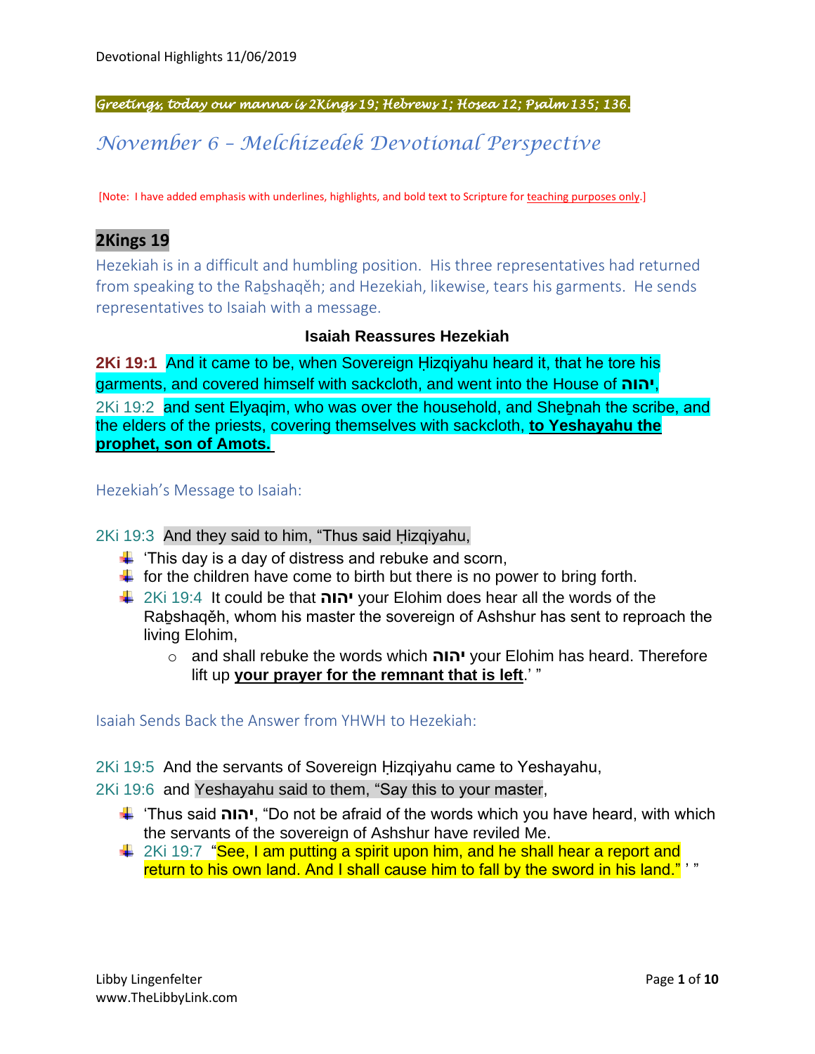*Greetings, today our manna is 2Kings 19; Hebrews 1; Hosea 12; Psalm 135; 136.*

# *November 6 – Melchizedek Devotional Perspective*

[Note: I have added emphasis with underlines, highlights, and bold text to Scripture for teaching purposes only.]

## 2Kings 19

Hezekiah is in a difficult and humbling position. His three representatives had returned from speaking to the Raḇshaqěh; and Hezekiah, likewise, tears his garments. He sends representatives to Isaiah with a message.

### Isaiah Reassures Hezekiah

**2Ki 19:1** And it came to be, when Sovereign Ḥizqiyahu heard it, that he tore his garments, and covered himself with sackcloth, and went into the House of **יהוה**,

2Ki 19:2 and sent Elyaqim, who was over the household, and Sheḇnah the scribe, and the elders of the priests, covering themselves with sackcloth, **to Yeshayahu the prophet, son of Amots.**

Hezekiah's Message to Isaiah:

2Ki 19:3 And they said to him, "Thus said Ḥizqiyahu,

- 'This day is a day of distress and rebuke and scorn,
- for the children have come to birth but there is no power to bring forth.
- 2Ki 19:4 It could be that **יהוה** your Elohim does hear all the words of the Raḇshaqěh, whom his master the sovereign of Ashshur has sent to reproach the living Elohim,
  - and shall rebuke the words which **יהוה** your Elohim has heard. Therefore lift up **your prayer for the remnant that is left**.' "

Isaiah Sends Back the Answer from YHWH to Hezekiah:

2Ki 19:5 And the servants of Sovereign Ḥizqiyahu came to Yeshayahu,

2Ki 19:6 and Yeshayahu said to them, "Say this to your master,

- 'Thus said **יהוה**, "Do not be afraid of the words which you have heard, with which the servants of the sovereign of Ashshur have reviled Me.
- 2Ki 19:7 "See, I am putting a spirit upon him, and he shall hear a report and return to his own land. And I shall cause him to fall by the sword in his land." ' "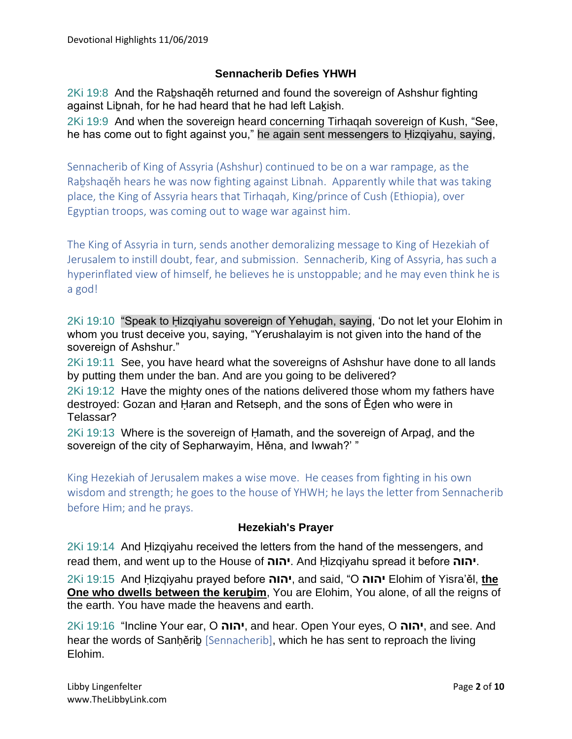### Sennacherib Defies YHWH

2Ki 19:8 And the Raḇshaqěh returned and found the sovereign of Ashshur fighting against Liḇnah, for he had heard that he had left Laḵish.

2Ki 19:9 And when the sovereign heard concerning Tirhaqah sovereign of Kush, "See, he has come out to fight against you," he again sent messengers to Ḥizqiyahu, saying,

Sennacherib of King of Assyria (Ashshur) continued to be on a war rampage, as the Raḇshaqěh hears he was now fighting against Libnah. Apparently while that was taking place, the King of Assyria hears that Tirhaqah, King/prince of Cush (Ethiopia), over Egyptian troops, was coming out to wage war against him.

The King of Assyria in turn, sends another demoralizing message to King of Hezekiah of Jerusalem to instill doubt, fear, and submission. Sennacherib, King of Assyria, has such a hyperinflated view of himself, he believes he is unstoppable; and he may even think he is a god!

2Ki 19:10 "Speak to Ḥizqiyahu sovereign of Yehuḏah, saying, 'Do not let your Elohim in whom you trust deceive you, saying, "Yerushalayim is not given into the hand of the sovereign of Ashshur."

2Ki 19:11 See, you have heard what the sovereigns of Ashshur have done to all lands by putting them under the ban. And are you going to be delivered?

2Ki 19:12 Have the mighty ones of the nations delivered those whom my fathers have destroyed: Gozan and Ḥaran and Retseph, and the sons of Ěḏen who were in Telassar?

2Ki 19:13 Where is the sovereign of Ḥamath, and the sovereign of Arpaḏ, and the sovereign of the city of Sepharwayim, Hěna, and Iwwah?' "

King Hezekiah of Jerusalem makes a wise move. He ceases from fighting in his own wisdom and strength; he goes to the house of YHWH; he lays the letter from Sennacherib before Him; and he prays.

### Hezekiah's Prayer

2Ki 19:14 And Ḥizqiyahu received the letters from the hand of the messengers, and read them, and went up to the House of **יהוה**. And Ḥizqiyahu spread it before **יהוה**.

2Ki 19:15 And Ḥizqiyahu prayed before **יהוה**, and said, "O **יהוה** Elohim of Yisra'ěl, **the One who dwells between the keruḇim**, You are Elohim, You alone, of all the reigns of the earth. You have made the heavens and earth.

2Ki 19:16 "Incline Your ear, O **יהוה**, and hear. Open Your eyes, O **יהוה**, and see. And hear the words of Sanḥěriḇ [Sennacherib], which he has sent to reproach the living Elohim.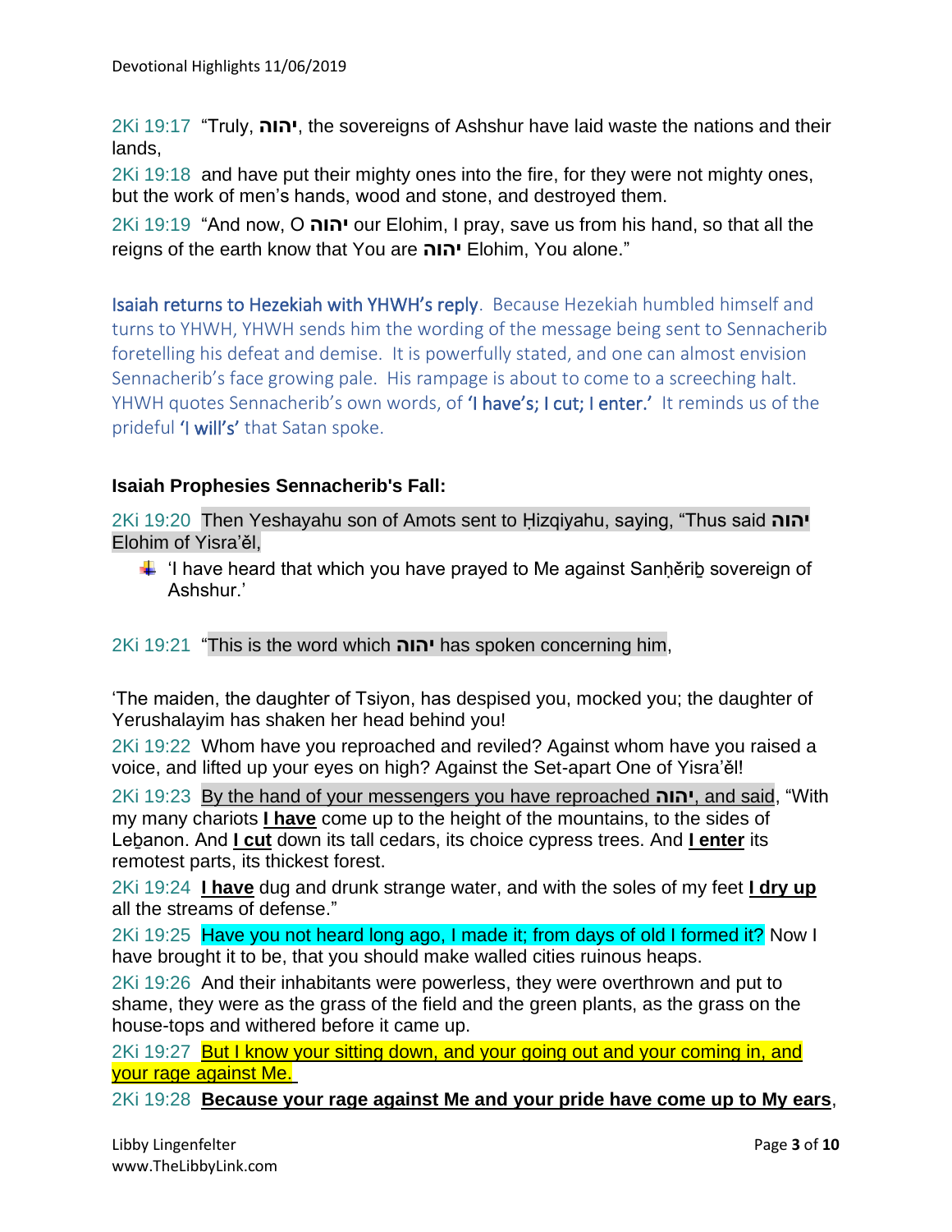2Ki 19:17 "Truly, יהוה, the sovereigns of Ashshur have laid waste the nations and their lands,

2Ki 19:18 and have put their mighty ones into the fire, for they were not mighty ones, but the work of men's hands, wood and stone, and destroyed them.

2Ki 19:19 "And now, O יהוה our Elohim, I pray, save us from his hand, so that all the reigns of the earth know that You are יהוה Elohim, You alone."

Isaiah returns to Hezekiah with YHWH's reply. Because Hezekiah humbled himself and turns to YHWH, YHWH sends him the wording of the message being sent to Sennacherib foretelling his defeat and demise. It is powerfully stated, and one can almost envision Sennacherib's face growing pale. His rampage is about to come to a screeching halt. YHWH quotes Sennacherib's own words, of 'I have's; I cut; I enter.' It reminds us of the prideful 'I will's' that Satan spoke.

**Isaiah Prophesies Sennacherib's Fall:**

2Ki 19:20 Then Yeshayahu son of Amots sent to Ḥizqiyahu, saying, "Thus said יהוה Elohim of Yisra'ěl,

- 'I have heard that which you have prayed to Me against Sanḥěriḇ sovereign of Ashshur.'

2Ki 19:21 "This is the word which יהוה has spoken concerning him,

'The maiden, the daughter of Tsiyon, has despised you, mocked you; the daughter of Yerushalayim has shaken her head behind you!

2Ki 19:22 Whom have you reproached and reviled? Against whom have you raised a voice, and lifted up your eyes on high? Against the Set-apart One of Yisra'ěl!

2Ki 19:23 By the hand of your messengers you have reproached יהוה, and said, "With my many chariots **I have** come up to the height of the mountains, to the sides of Leḇanon. And **I cut** down its tall cedars, its choice cypress trees. And **I enter** its remotest parts, its thickest forest.

2Ki 19:24 **I have** dug and drunk strange water, and with the soles of my feet **I dry up** all the streams of defense."

2Ki 19:25 Have you not heard long ago, I made it; from days of old I formed it? Now I have brought it to be, that you should make walled cities ruinous heaps.

2Ki 19:26 And their inhabitants were powerless, they were overthrown and put to shame, they were as the grass of the field and the green plants, as the grass on the house-tops and withered before it came up.

2Ki 19:27 But I know your sitting down, and your going out and your coming in, and your rage against Me.

2Ki 19:28 **Because your rage against Me and your pride have come up to My ears**,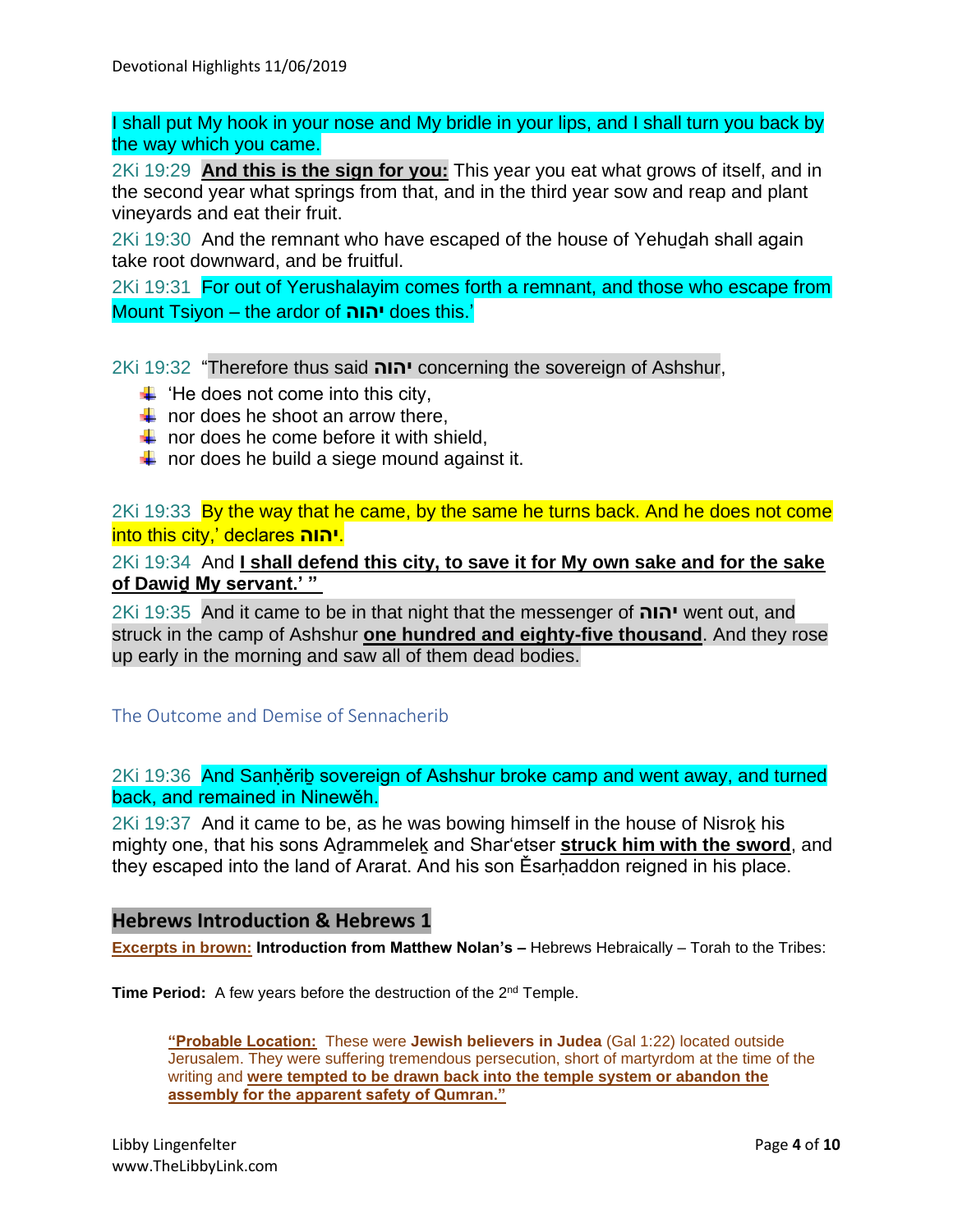I shall put My hook in your nose and My bridle in your lips, and I shall turn you back by the way which you came.

2Ki 19:29 **And this is the sign for you:** This year you eat what grows of itself, and in the second year what springs from that, and in the third year sow and reap and plant vineyards and eat their fruit.

2Ki 19:30 And the remnant who have escaped of the house of Yehuḏah shall again take root downward, and be fruitful.

2Ki 19:31 For out of Yerushalayim comes forth a remnant, and those who escape from Mount Tsiyon – the ardor of **יהוה** does this.'

2Ki 19:32 "Therefore thus said **יהוה** concerning the sovereign of Ashshur,

- 'He does not come into this city,
- nor does he shoot an arrow there,
- nor does he come before it with shield,
- nor does he build a siege mound against it.

2Ki 19:33 By the way that he came, by the same he turns back. And he does not come into this city,' declares **יהוה**.

2Ki 19:34 And **I shall defend this city, to save it for My own sake and for the sake of Dawiḏ My servant.' "**

2Ki 19:35 And it came to be in that night that the messenger of **יהוה** went out, and struck in the camp of Ashshur **one hundred and eighty-five thousand**. And they rose up early in the morning and saw all of them dead bodies.

### The Outcome and Demise of Sennacherib

2Ki 19:36 And Sanḥěriḇ sovereign of Ashshur broke camp and went away, and turned back, and remained in Nineweh.

2Ki 19:37 And it came to be, as he was bowing himself in the house of Nisroḵ his mighty one, that his sons Aḏrammeleḵ and Shar'etser **struck him with the sword**, and they escaped into the land of Ararat. And his son Ěsarḥaddon reigned in his place.

## Hebrews Introduction & Hebrews 1

**Excerpts in brown:** **Introduction from Matthew Nolan's –** Hebrews Hebraically – Torah to the Tribes:

**Time Period:** A few years before the destruction of the 2nd Temple.

> **"Probable Location:** These were **Jewish believers in Judea** (Gal 1:22) located outside Jerusalem. They were suffering tremendous persecution, short of martyrdom at the time of the writing and **were tempted to be drawn back into the temple system or abandon the assembly for the apparent safety of Qumran."**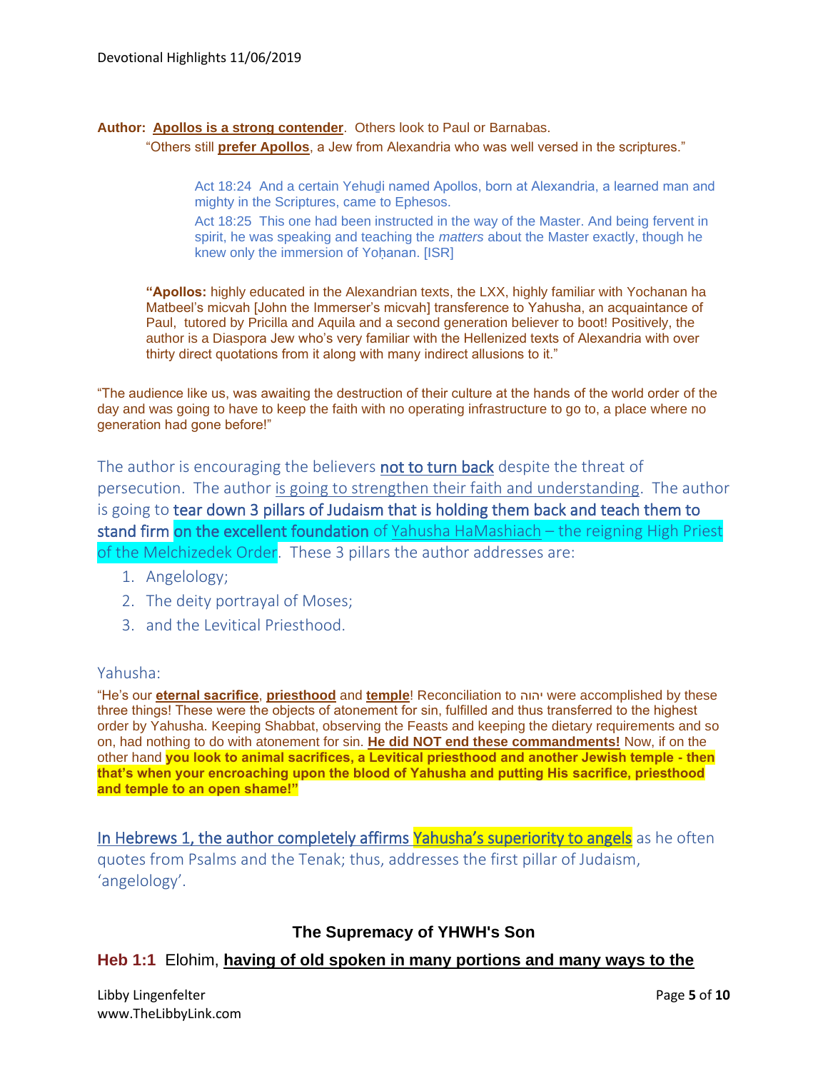**Author: Apollos is a strong contender**. Others look to Paul or Barnabas.

"Others still **prefer Apollos**, a Jew from Alexandria who was well versed in the scriptures."

> Act 18:24 And a certain Yehuḏi named Apollos, born at Alexandria, a learned man and mighty in the Scriptures, came to Ephesos.
>
> Act 18:25 This one had been instructed in the way of the Master. And being fervent in spirit, he was speaking and teaching the *matters* about the Master exactly, though he knew only the immersion of Yoḥanan. [ISR]

"**Apollos:** highly educated in the Alexandrian texts, the LXX, highly familiar with Yochanan ha Matbeel's micvah [John the Immerser's micvah] transference to Yahusha, an acquaintance of Paul, tutored by Pricilla and Aquila and a second generation believer to boot! Positively, the author is a Diaspora Jew who's very familiar with the Hellenized texts of Alexandria with over thirty direct quotations from it along with many indirect allusions to it."

"The audience like us, was awaiting the destruction of their culture at the hands of the world order of the day and was going to have to keep the faith with no operating infrastructure to go to, a place where no generation had gone before!"

The author is encouraging the believers not to turn back despite the threat of persecution. The author is going to strengthen their faith and understanding. The author is going to **tear down 3 pillars of Judaism that is holding them back and teach them to stand firm on the excellent foundation** of Yahusha HaMashiach – the reigning High Priest of the Melchizedek Order. These 3 pillars the author addresses are:

1. Angelology;
2. The deity portrayal of Moses;
3. and the Levitical Priesthood.

Yahusha:

"He's our **eternal sacrifice**, **priesthood** and **temple**! Reconciliation to יהוה were accomplished by these three things! These were the objects of atonement for sin, fulfilled and thus transferred to the highest order by Yahusha. Keeping Shabbat, observing the Feasts and keeping the dietary requirements and so on, had nothing to do with atonement for sin. **He did NOT end these commandments!** Now, if on the other hand **you look to animal sacrifices, a Levitical priesthood and another Jewish temple - then that's when your encroaching upon the blood of Yahusha and putting His sacrifice, priesthood and temple to an open shame!"**

In Hebrews 1, the author completely affirms Yahusha's superiority to angels as he often quotes from Psalms and the Tenak; thus, addresses the first pillar of Judaism, 'angelology'.

### The Supremacy of YHWH's Son

**Heb 1:1** Elohim, **having of old spoken in many portions and many ways to the**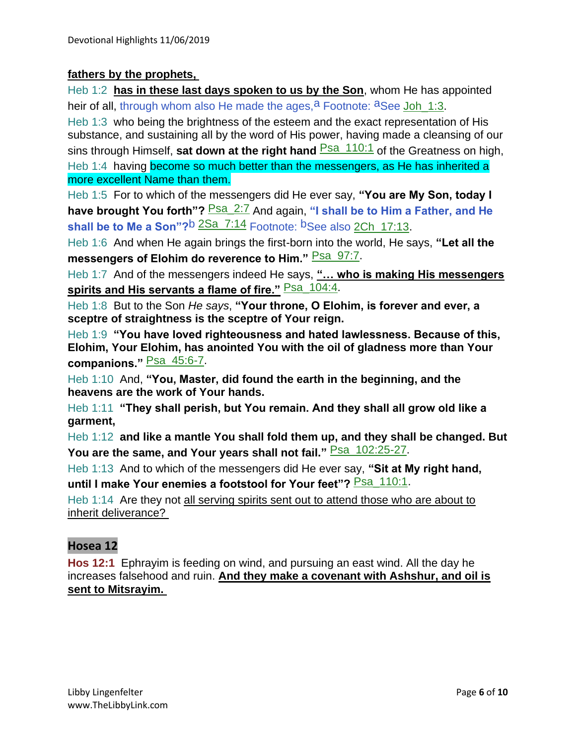**fathers by the prophets,**

Heb 1:2 **has in these last days spoken to us by the Son**, whom He has appointed heir of all, through whom also He made the ages,[a] Footnote: [a]See Joh_1:3.

Heb 1:3 who being the brightness of the esteem and the exact representation of His substance, and sustaining all by the word of His power, having made a cleansing of our sins through Himself, **sat down at the right hand** Psa_110:1 of the Greatness on high,

Heb 1:4 having become so much better than the messengers, as He has inherited a more excellent Name than them.

Heb 1:5 For to which of the messengers did He ever say, **"You are My Son, today I have brought You forth"?** Psa_2:7 And again, **"I shall be to Him a Father, and He shall be to Me a Son"?**[b] 2Sa_7:14 Footnote: [b]See also 2Ch_17:13.

Heb 1:6 And when He again brings the first-born into the world, He says, **"Let all the messengers of Elohim do reverence to Him."** Psa_97:7.

Heb 1:7 And of the messengers indeed He says, **"… who is making His messengers spirits and His servants a flame of fire."** Psa_104:4.

Heb 1:8 But to the Son *He says*, **"Your throne, O Elohim, is forever and ever, a sceptre of straightness is the sceptre of Your reign.**

Heb 1:9 **"You have loved righteousness and hated lawlessness. Because of this, Elohim, Your Elohim, has anointed You with the oil of gladness more than Your companions."** Psa_45:6-7.

Heb 1:10 And, **"You, Master, did found the earth in the beginning, and the heavens are the work of Your hands.**

Heb 1:11 **"They shall perish, but You remain. And they shall all grow old like a garment,**

Heb 1:12 **and like a mantle You shall fold them up, and they shall be changed. But You are the same, and Your years shall not fail."** Psa_102:25-27.

Heb 1:13 And to which of the messengers did He ever say, **"Sit at My right hand, until I make Your enemies a footstool for Your feet"?** Psa_110:1.

Heb 1:14 Are they not all serving spirits sent out to attend those who are about to inherit deliverance?

## Hosea 12

**Hos 12:1** Ephrayim is feeding on wind, and pursuing an east wind. All the day he increases falsehood and ruin. **And they make a covenant with Ashshur, and oil is sent to Mitsrayim.**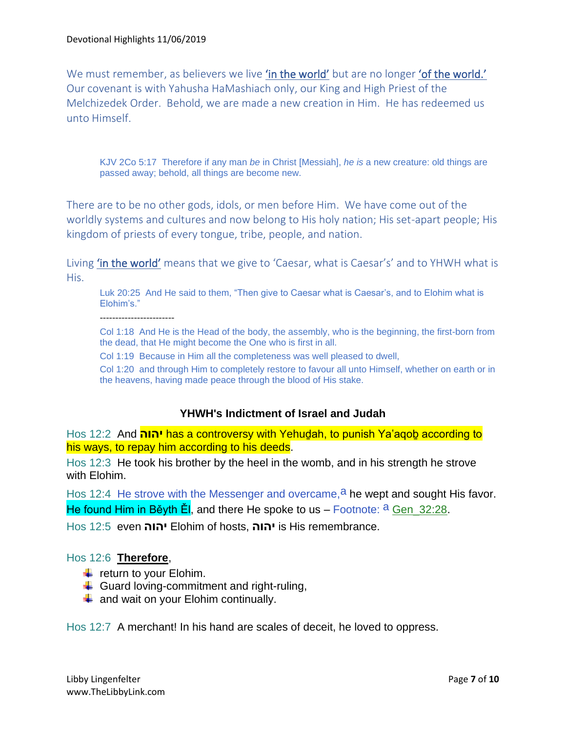We must remember, as believers we live 'in the world' but are no longer 'of the world.' Our covenant is with Yahusha HaMashiach only, our King and High Priest of the Melchizedek Order. Behold, we are made a new creation in Him. He has redeemed us unto Himself.

> KJV 2Co 5:17 Therefore if any man *be* in Christ [Messiah], *he is* a new creature: old things are passed away; behold, all things are become new.

There are to be no other gods, idols, or men before Him. We have come out of the worldly systems and cultures and now belong to His holy nation; His set-apart people; His kingdom of priests of every tongue, tribe, people, and nation.

Living 'in the world' means that we give to 'Caesar, what is Caesar's' and to YHWH what is His.

> Luk 20:25 And He said to them, "Then give to Caesar what is Caesar's, and to Elohim what is Elohim's."
>
> ------------------------
>
> Col 1:18 And He is the Head of the body, the assembly, who is the beginning, the first-born from the dead, that He might become the One who is first in all.
>
> Col 1:19 Because in Him all the completeness was well pleased to dwell,
>
> Col 1:20 and through Him to completely restore to favour all unto Himself, whether on earth or in the heavens, having made peace through the blood of His stake.

**YHWH's Indictment of Israel and Judah**

Hos 12:2 And **יהוה** has a controversy with Yehuḏah, to punish Ya'aqoḇ according to his ways, to repay him according to his deeds.

Hos 12:3 He took his brother by the heel in the womb, and in his strength he strove with Elohim.

Hos 12:4 He strove with the Messenger and overcame,[a] he wept and sought His favor. He found Him in Běyth Ěl, and there He spoke to us – Footnote: [a] Gen_32:28.

Hos 12:5 even **יהוה** Elohim of hosts, **יהוה** is His remembrance.

Hos 12:6 **Therefore**,

- return to your Elohim.
- Guard loving-commitment and right-ruling,
- and wait on your Elohim continually.

Hos 12:7 A merchant! In his hand are scales of deceit, he loved to oppress.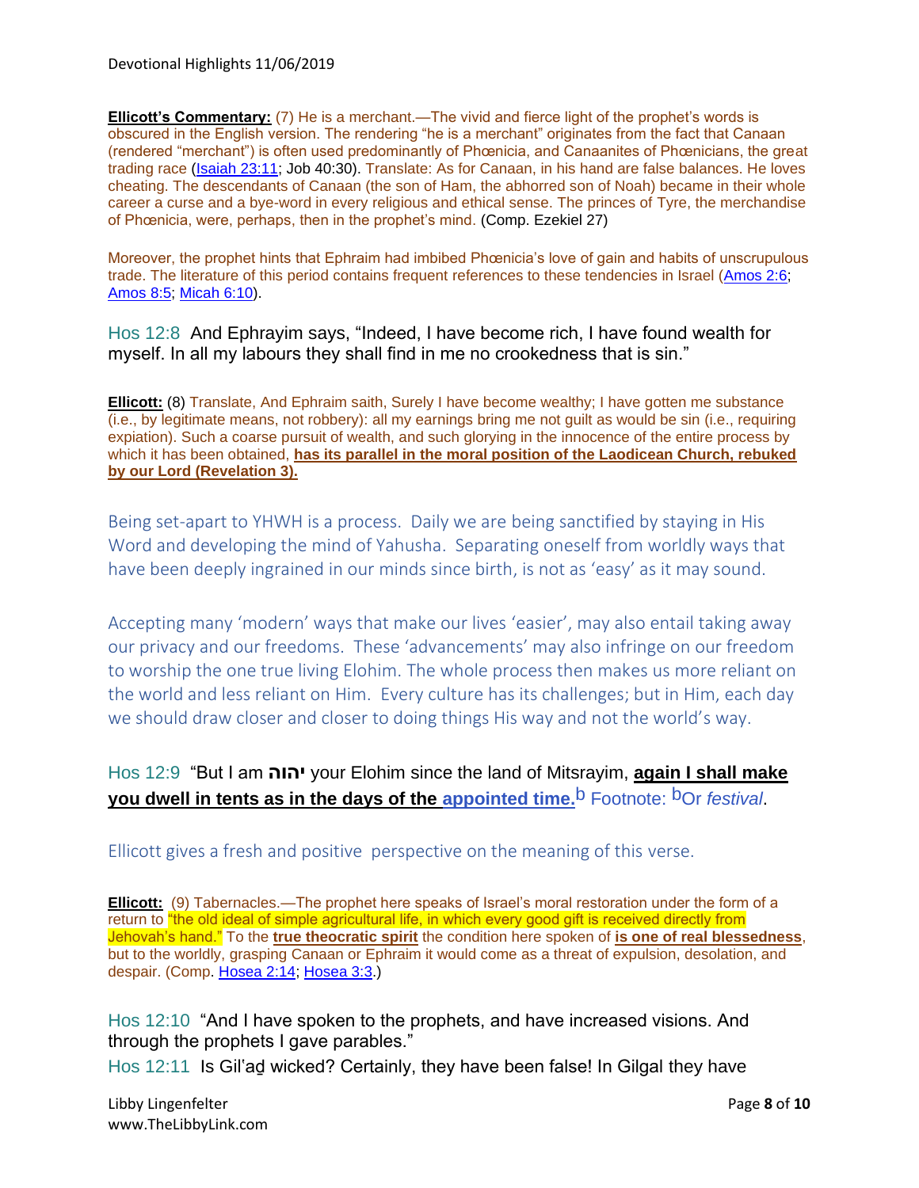**Ellicott's Commentary:** (7) He is a merchant.—The vivid and fierce light of the prophet's words is obscured in the English version. The rendering "he is a merchant" originates from the fact that Canaan (rendered "merchant") is often used predominantly of Phœnicia, and Canaanites of Phœnicians, the great trading race (Isaiah 23:11; Job 40:30). Translate: As for Canaan, in his hand are false balances. He loves cheating. The descendants of Canaan (the son of Ham, the abhorred son of Noah) became in their whole career a curse and a bye-word in every religious and ethical sense. The princes of Tyre, the merchandise of Phœnicia, were, perhaps, then in the prophet's mind. (Comp. Ezekiel 27)

Moreover, the prophet hints that Ephraim had imbibed Phœnicia's love of gain and habits of unscrupulous trade. The literature of this period contains frequent references to these tendencies in Israel (Amos 2:6; Amos 8:5; Micah 6:10).

Hos 12:8 And Ephrayim says, "Indeed, I have become rich, I have found wealth for myself. In all my labours they shall find in me no crookedness that is sin."

**Ellicott:** (8) Translate, And Ephraim saith, Surely I have become wealthy; I have gotten me substance (i.e., by legitimate means, not robbery): all my earnings bring me not guilt as would be sin (i.e., requiring expiation). Such a coarse pursuit of wealth, and such glorying in the innocence of the entire process by which it has been obtained, **has its parallel in the moral position of the Laodicean Church, rebuked by our Lord (Revelation 3).**

Being set-apart to YHWH is a process. Daily we are being sanctified by staying in His Word and developing the mind of Yahusha. Separating oneself from worldly ways that have been deeply ingrained in our minds since birth, is not as 'easy' as it may sound.

Accepting many 'modern' ways that make our lives 'easier', may also entail taking away our privacy and our freedoms. These 'advancements' may also infringe on our freedom to worship the one true living Elohim. The whole process then makes us more reliant on the world and less reliant on Him. Every culture has its challenges; but in Him, each day we should draw closer and closer to doing things His way and not the world's way.

Hos 12:9 "But I am **יהוה** your Elohim since the land of Mitsrayim, **again I shall make you dwell in tents as in the days of the appointed time.**[b] Footnote: [b]Or *festival*.

Ellicott gives a fresh and positive perspective on the meaning of this verse.

**Ellicott:** (9) Tabernacles.—The prophet here speaks of Israel's moral restoration under the form of a return to "the old ideal of simple agricultural life, in which every good gift is received directly from Jehovah's hand." To the **true theocratic spirit** the condition here spoken of **is one of real blessedness**, but to the worldly, grasping Canaan or Ephraim it would come as a threat of expulsion, desolation, and despair. (Comp. Hosea 2:14; Hosea 3:3.)

Hos 12:10 "And I have spoken to the prophets, and have increased visions. And through the prophets I gave parables."

Hos 12:11 Is Gil'aḏ wicked? Certainly, they have been false! In Gilgal they have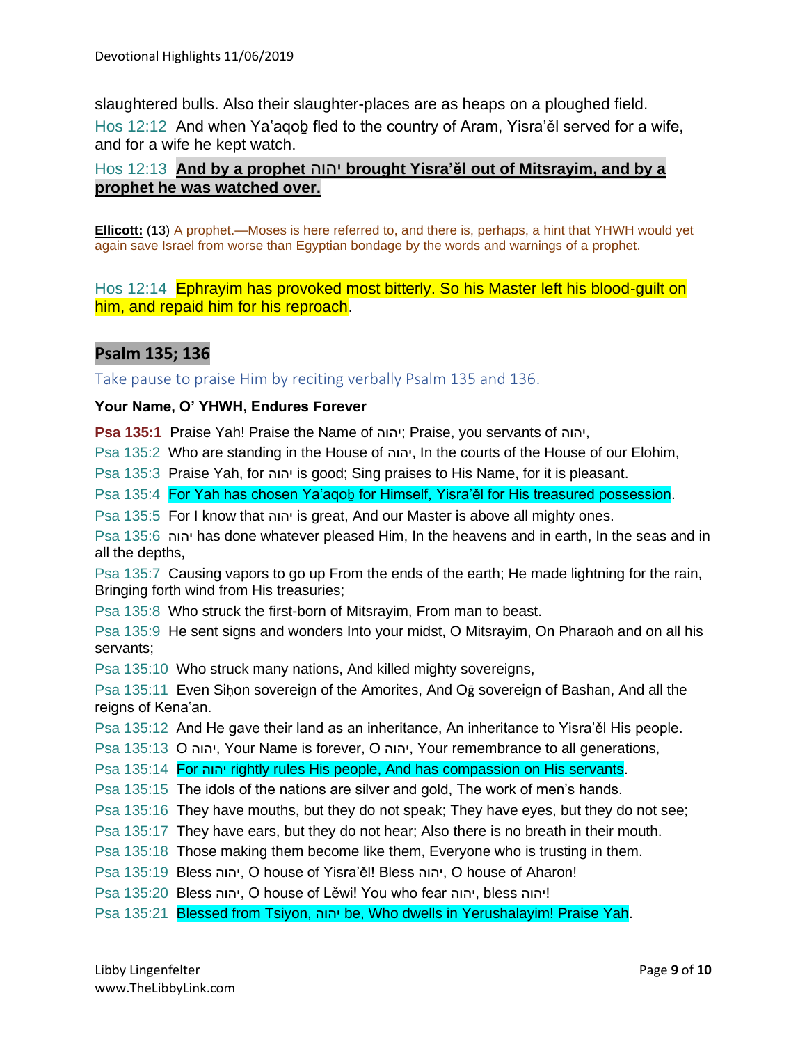slaughtered bulls. Also their slaughter-places are as heaps on a ploughed field.

Hos 12:12 And when Yaʽaqoḇ fled to the country of Aram, Yisra'ěl served for a wife, and for a wife he kept watch.

Hos 12:13 **And by a prophet יהוה brought Yisra'ěl out of Mitsrayim, and by a prophet he was watched over.**

**Ellicott:** (13) A prophet.—Moses is here referred to, and there is, perhaps, a hint that YHWH would yet again save Israel from worse than Egyptian bondage by the words and warnings of a prophet.

Hos 12:14 Ephrayim has provoked most bitterly. So his Master left his blood-guilt on him, and repaid him for his reproach.

## Psalm 135; 136

Take pause to praise Him by reciting verbally Psalm 135 and 136.

**Your Name, O' YHWH, Endures Forever**

**Psa 135:1** Praise Yah! Praise the Name of יהוה; Praise, you servants of יהוה,

Psa 135:2 Who are standing in the House of יהוה, In the courts of the House of our Elohim,

Psa 135:3 Praise Yah, for יהוה is good; Sing praises to His Name, for it is pleasant.

Psa 135:4 For Yah has chosen Ya'aqoḇ for Himself, Yisra'ěl for His treasured possession.

Psa 135:5 For I know that יהוה is great, And our Master is above all mighty ones.

Psa 135:6 יהוה has done whatever pleased Him, In the heavens and in earth, In the seas and in all the depths,

Psa 135:7 Causing vapors to go up From the ends of the earth; He made lightning for the rain, Bringing forth wind from His treasuries;

Psa 135:8 Who struck the first-born of Mitsrayim, From man to beast.

Psa 135:9 He sent signs and wonders Into your midst, O Mitsrayim, On Pharaoh and on all his servants;

Psa 135:10 Who struck many nations, And killed mighty sovereigns,

Psa 135:11 Even Siḥon sovereign of the Amorites, And Oḡ sovereign of Bashan, And all the reigns of Kena'an.

Psa 135:12 And He gave their land as an inheritance, An inheritance to Yisra'ěl His people.

Psa 135:13 O יהוה, Your Name is forever, O יהוה, Your remembrance to all generations,

Psa 135:14 For יהוה rightly rules His people, And has compassion on His servants.

Psa 135:15 The idols of the nations are silver and gold, The work of men's hands.

Psa 135:16 They have mouths, but they do not speak; They have eyes, but they do not see;

Psa 135:17 They have ears, but they do not hear; Also there is no breath in their mouth.

Psa 135:18 Those making them become like them, Everyone who is trusting in them.

Psa 135:19 Bless יהוה, O house of Yisra'ěl! Bless יהוה, O house of Aharon!

Psa 135:20 Bless יהוה, O house of Lěwi! You who fear יהוה, bless יהוה!

Psa 135:21 Blessed from Tsiyon, יהוה be, Who dwells in Yerushalayim! Praise Yah.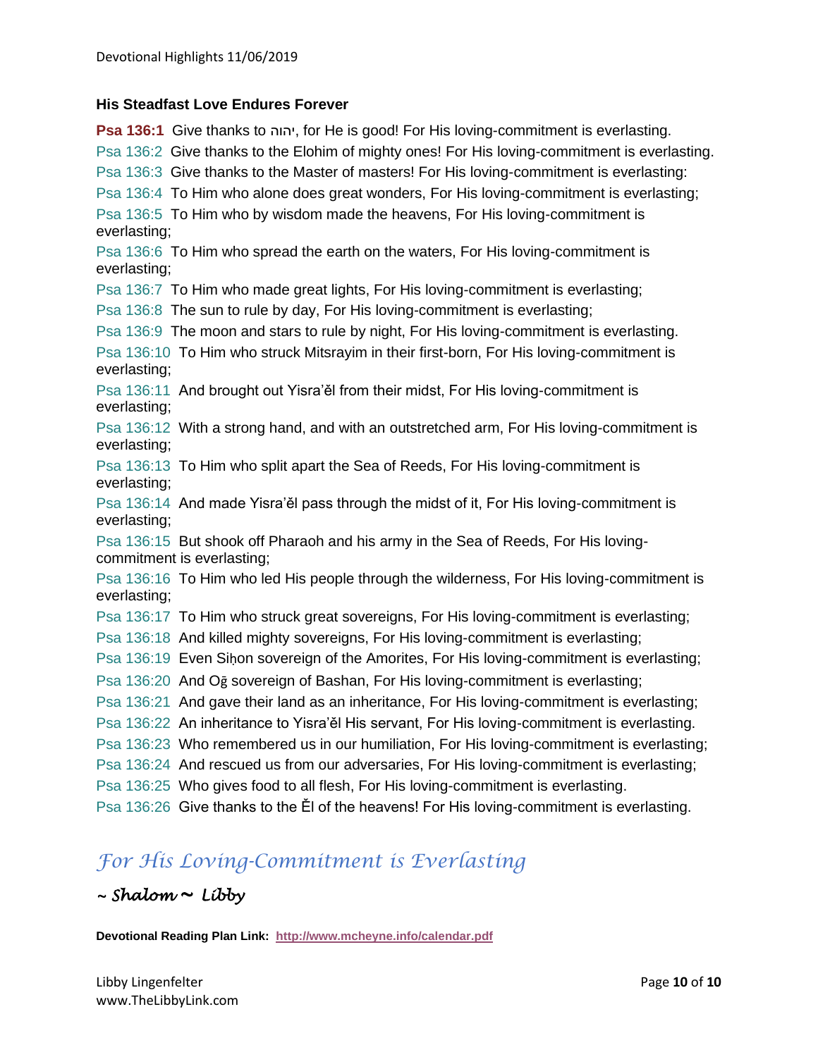### His Steadfast Love Endures Forever

**Psa 136:1** Give thanks to יהוה, for He is good! For His loving-commitment is everlasting.
Psa 136:2 Give thanks to the Elohim of mighty ones! For His loving-commitment is everlasting.
Psa 136:3 Give thanks to the Master of masters! For His loving-commitment is everlasting:
Psa 136:4 To Him who alone does great wonders, For His loving-commitment is everlasting;
Psa 136:5 To Him who by wisdom made the heavens, For His loving-commitment is everlasting;
Psa 136:6 To Him who spread the earth on the waters, For His loving-commitment is everlasting;
Psa 136:7 To Him who made great lights, For His loving-commitment is everlasting;
Psa 136:8 The sun to rule by day, For His loving-commitment is everlasting;
Psa 136:9 The moon and stars to rule by night, For His loving-commitment is everlasting.
Psa 136:10 To Him who struck Mitsrayim in their first-born, For His loving-commitment is everlasting;
Psa 136:11 And brought out Yisra'ěl from their midst, For His loving-commitment is everlasting;
Psa 136:12 With a strong hand, and with an outstretched arm, For His loving-commitment is everlasting;
Psa 136:13 To Him who split apart the Sea of Reeds, For His loving-commitment is everlasting;
Psa 136:14 And made Yisra'ěl pass through the midst of it, For His loving-commitment is everlasting;
Psa 136:15 But shook off Pharaoh and his army in the Sea of Reeds, For His loving-commitment is everlasting;
Psa 136:16 To Him who led His people through the wilderness, For His loving-commitment is everlasting;
Psa 136:17 To Him who struck great sovereigns, For His loving-commitment is everlasting;
Psa 136:18 And killed mighty sovereigns, For His loving-commitment is everlasting;
Psa 136:19 Even Siḥon sovereign of the Amorites, For His loving-commitment is everlasting;
Psa 136:20 And Oḡ sovereign of Bashan, For His loving-commitment is everlasting;
Psa 136:21 And gave their land as an inheritance, For His loving-commitment is everlasting;
Psa 136:22 An inheritance to Yisra'ěl His servant, For His loving-commitment is everlasting.
Psa 136:23 Who remembered us in our humiliation, For His loving-commitment is everlasting;
Psa 136:24 And rescued us from our adversaries, For His loving-commitment is everlasting;
Psa 136:25 Who gives food to all flesh, For His loving-commitment is everlasting.
Psa 136:26 Give thanks to the Ěl of the heavens! For His loving-commitment is everlasting.

## *For His Loving-Commitment is Everlasting*

### *~ Shalom ~ Libby*

**Devotional Reading Plan Link: [http://www.mcheyne.info/calendar.pdf](http://www.mcheyne.info/calendar.pdf)**

Libby Lingenfelter
www.TheLibbyLink.com